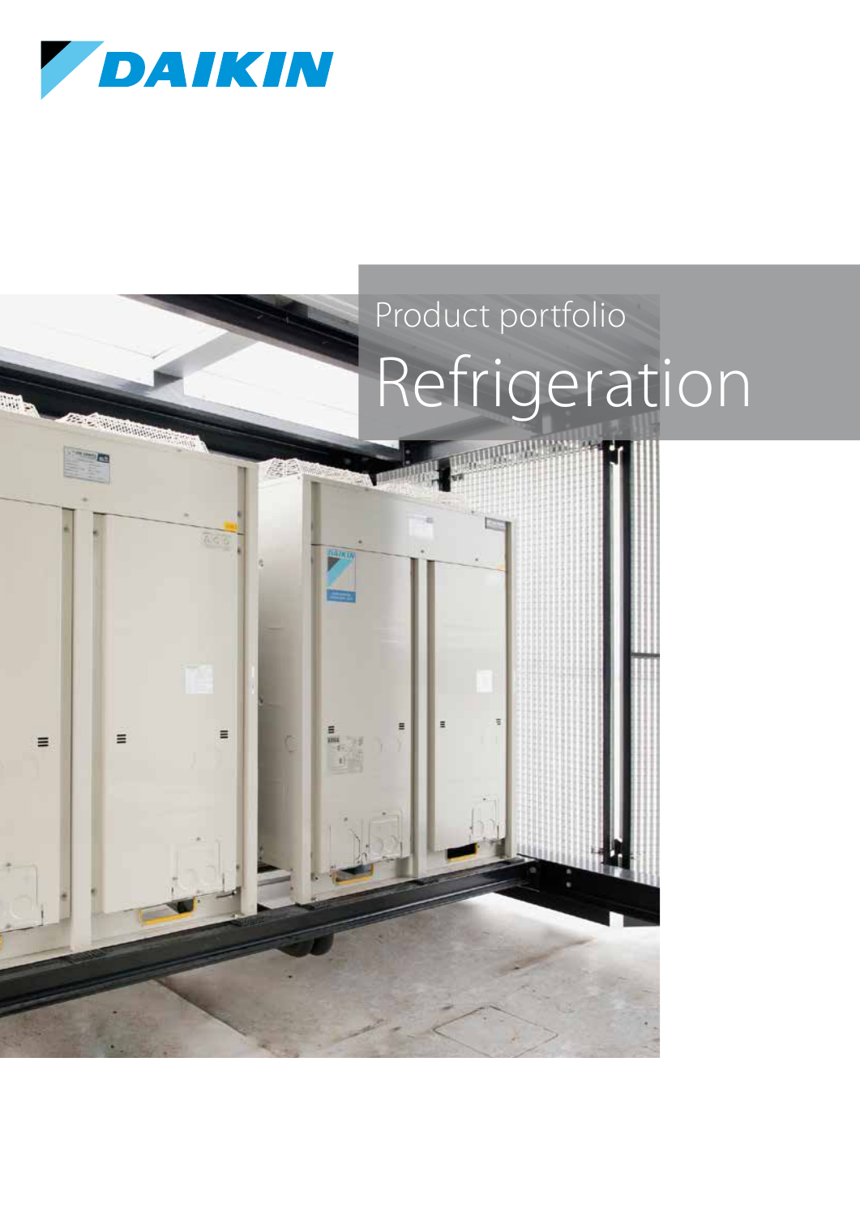DAIKIN

Product portfolio

# Refrigeration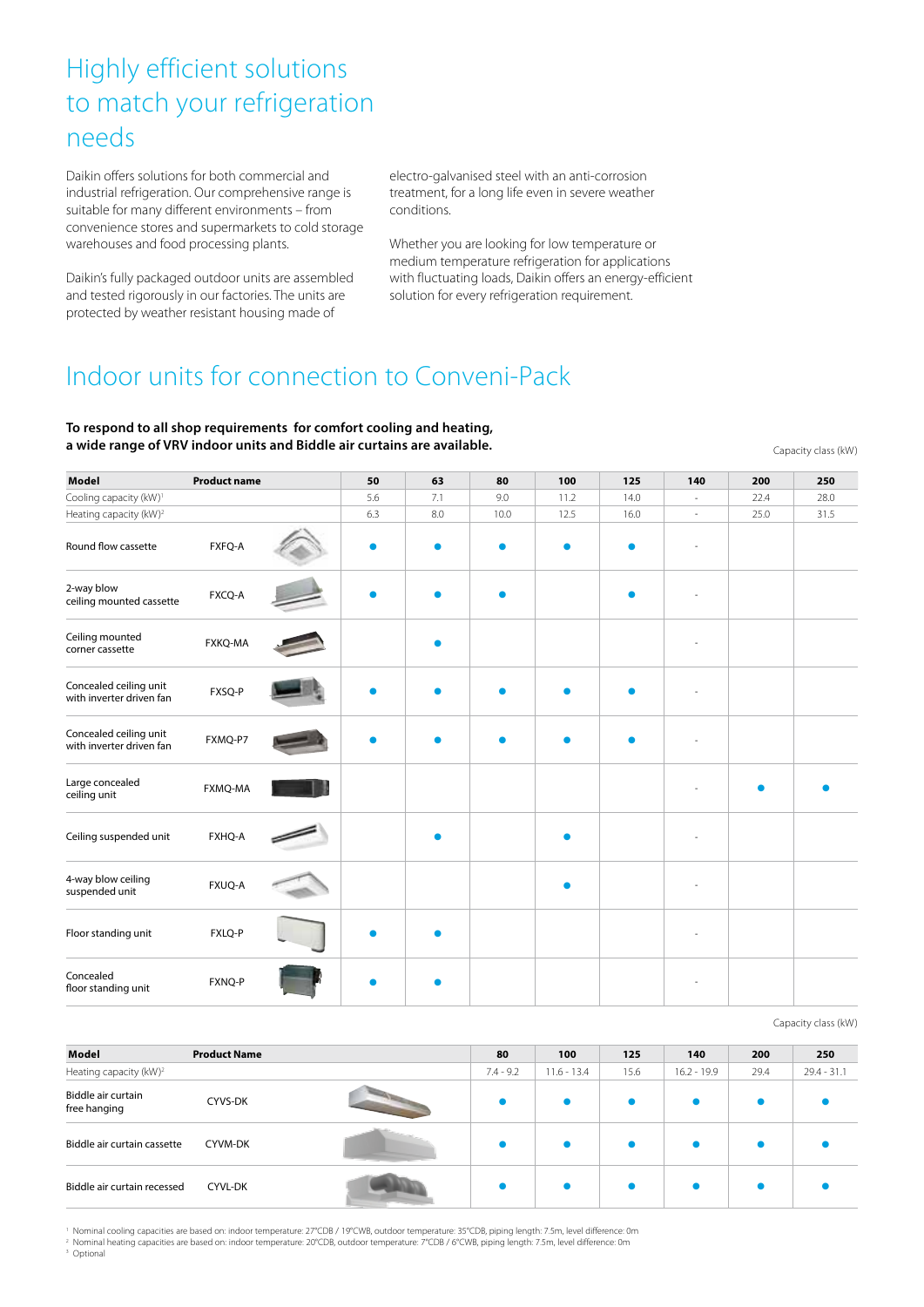# Highly efficient solutions to match your refrigeration needs

Daikin offers solutions for both commercial and industrial refrigeration. Our comprehensive range is suitable for many different environments – from convenience stores and supermarkets to cold storage warehouses and food processing plants.

Daikin's fully packaged outdoor units are assembled and tested rigorously in our factories. The units are protected by weather resistant housing made of electro-galvanised steel with an anti-corrosion treatment, for a long life even in severe weather conditions.

Whether you are looking for low temperature or medium temperature refrigeration for applications with fluctuating loads, Daikin offers an energy-efficient solution for every refrigeration requirement.

# Indoor units for connection to Conveni-Pack

**To respond to all shop requirements for comfort cooling and heating, a wide range of VRV indoor units and Biddle air curtains are available.**

Capacity class (kW)

| Model | Product name | 50 | 63 | 80 | 100 | 125 | 140 | 200 | 250 |
|---|---|---|---|---|---|---|---|---|---|
| Cooling capacity (kW)[1] | | 5.6 | 7.1 | 9.0 | 11.2 | 14.0 | - | 22.4 | 28.0 |
| Heating capacity (kW)[2] | | 6.3 | 8.0 | 10.0 | 12.5 | 16.0 | - | 25.0 | 31.5 |
| Round flow cassette | FXFQ-A | ● | ● | ● | ● | ● | - | | |
| 2-way blow ceiling mounted cassette | FXCQ-A | ● | ● | ● | | ● | - | | |
| Ceiling mounted corner cassette | FXKQ-MA | | ● | | | | - | | |
| Concealed ceiling unit with inverter driven fan | FXSQ-P | ● | ● | ● | ● | ● | - | | |
| Concealed ceiling unit with inverter driven fan | FXMQ-P7 | ● | ● | ● | ● | ● | - | | |
| Large concealed ceiling unit | FXMQ-MA | | | | | | - | ● | ● |
| Ceiling suspended unit | FXHQ-A | | ● | | ● | | - | | |
| 4-way blow ceiling suspended unit | FXUQ-A | | | | ● | | - | | |
| Floor standing unit | FXLQ-P | ● | ● | | | | - | | |
| Concealed floor standing unit | FXNQ-P | ● | ● | | | | - | | |

Capacity class (kW)

| Model | Product Name | 80 | 100 | 125 | 140 | 200 | 250 |
|---|---|---|---|---|---|---|---|
| Heating capacity (kW)[2] | | 7.4 - 9.2 | 11.6 - 13.4 | 15.6 | 16.2 - 19.9 | 29.4 | 29.4 - 31.1 |
| Biddle air curtain free hanging | CYVS-DK | ● | ● | ● | ● | ● | ● |
| Biddle air curtain cassette | CYVM-DK | ● | ● | ● | ● | ● | ● |
| Biddle air curtain recessed | CYVL-DK | ● | ● | ● | ● | ● | ● |

[1] Nominal cooling capacities are based on: indoor temperature: 27°CDB / 19°CWB, outdoor temperature: 35°CDB, piping length: 7.5m, level difference: 0m
[2] Nominal heating capacities are based on: indoor temperature: 20°CDB, outdoor temperature: 7°CDB / 6°CWB, piping length: 7.5m, level difference: 0m
[3] Optional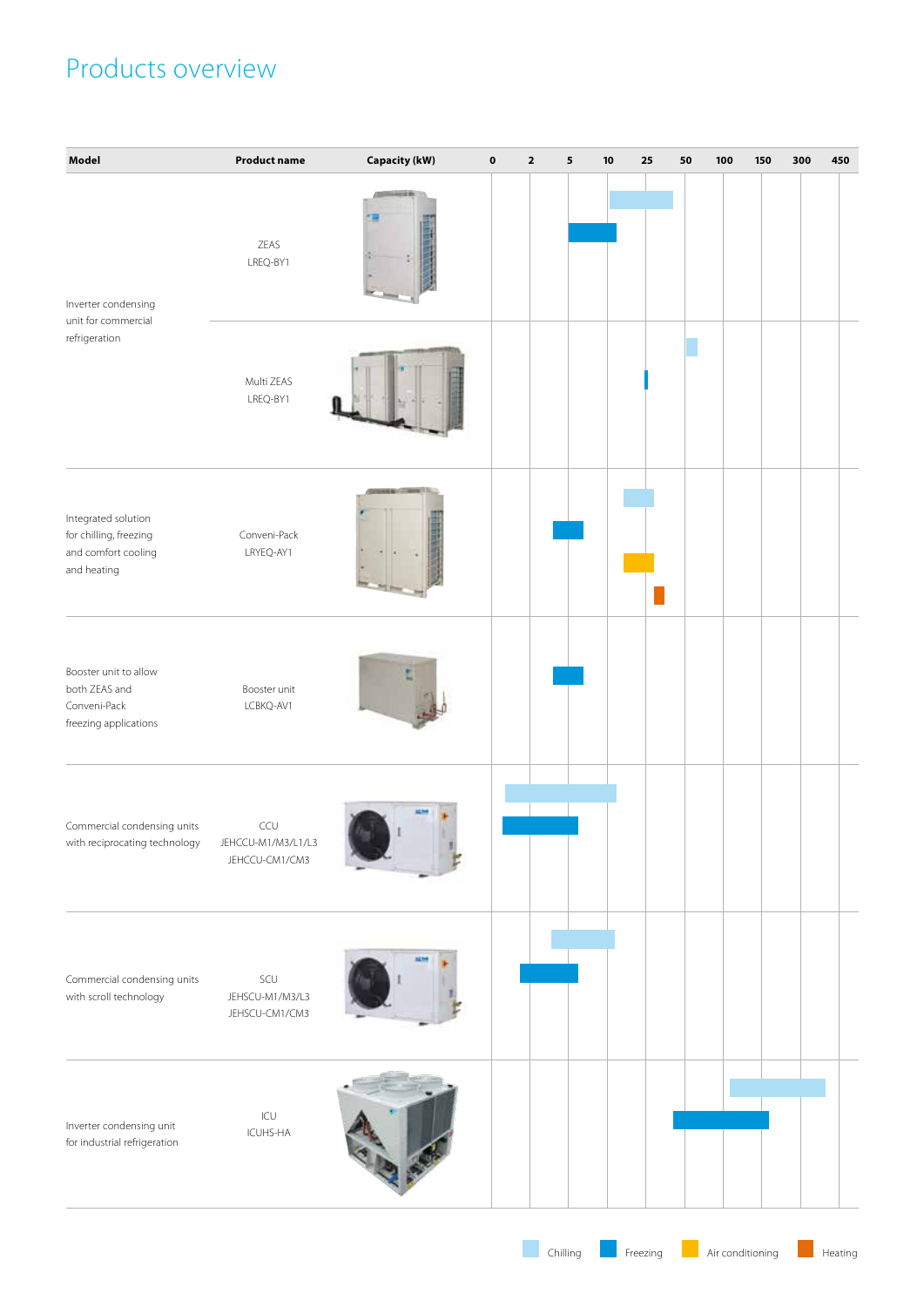# Products overview

| Model | Product name | Capacity (kW) |
|---|---|---|
| Inverter condensing unit for commercial refrigeration | ZEAS LREQ-BY1 | |
| | Multi ZEAS LREQ-BY1 | |
| Integrated solution for chilling, freezing and comfort cooling and heating | Conveni-Pack LRYEQ-AY1 | |
| Booster unit to allow both ZEAS and Conveni-Pack freezing applications | Booster unit LCBKQ-AV1 | |
| Commercial condensing units with reciprocating technology | CCU JEHCCU-M1/M3/L1/L3 JEHCCU-CM1/CM3 | |
| Commercial condensing units with scroll technology | SCU JEHSCU-M1/M3/L3 JEHSCU-CM1/CM3 | |
| Inverter condensing unit for industrial refrigeration | ICU ICUHS-HA | |

Capacity scale (kW): 0 | 2 | 5 | 10 | 25 | 50 | 100 | 150 | 300 | 450

Chilling | Freezing | Air conditioning | Heating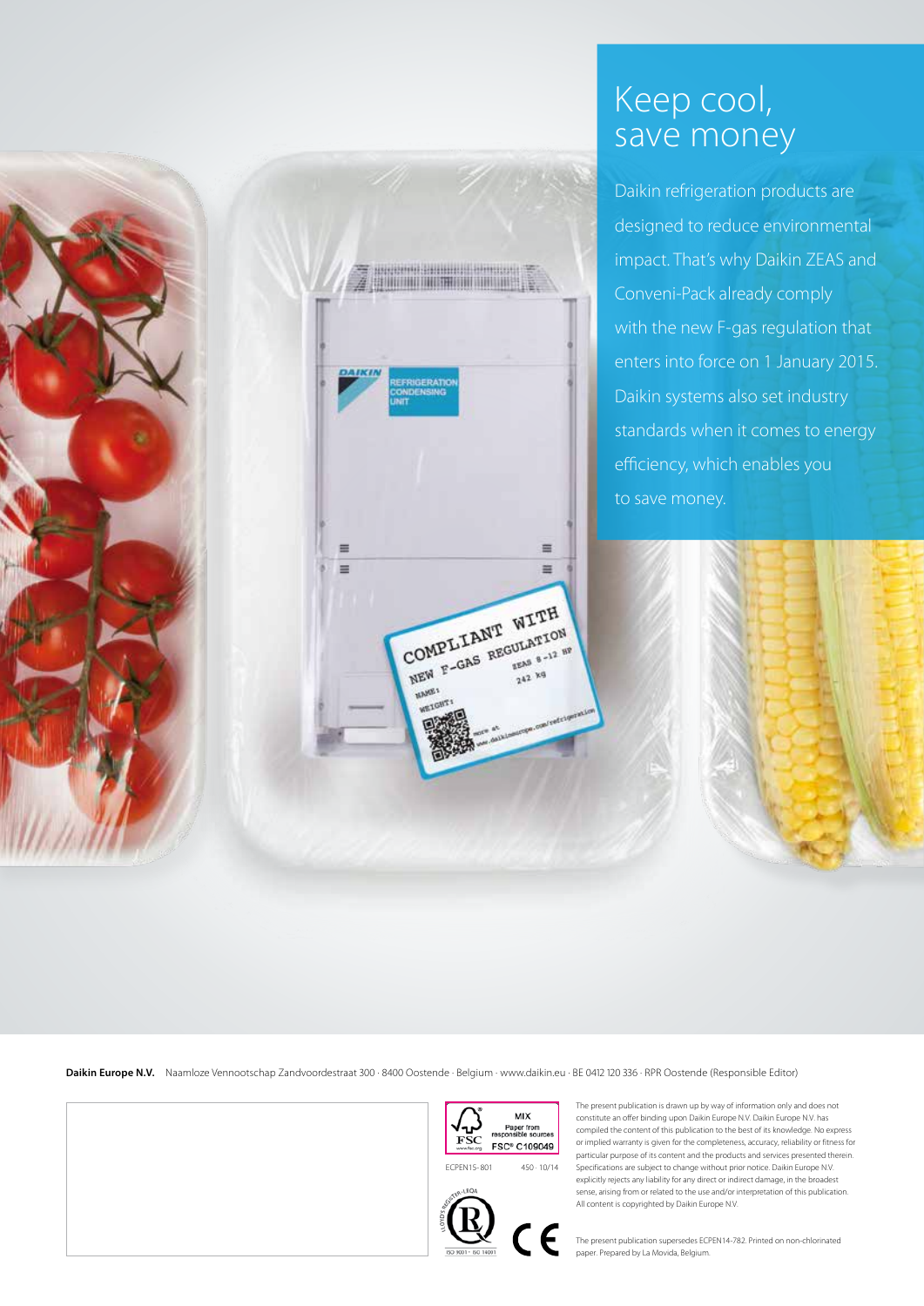# Keep cool, save money

Daikin refrigeration products are designed to reduce environmental impact. That's why Daikin ZEAS and Conveni-Pack already comply with the new F-gas regulation that enters into force on 1 January 2015. Daikin systems also set industry standards when it comes to energy efficiency, which enables you to save money.

**Daikin Europe N.V.** Naamloze Vennootschap Zandvoordestraat 300 · 8400 Oostende · Belgium · www.daikin.eu · BE 0412 120 336 · RPR Oostende (Responsible Editor)

ECPEN15-801 450 · 10/14

The present publication is drawn up by way of information only and does not constitute an offer binding upon Daikin Europe N.V. Daikin Europe N.V. has compiled the content of this publication to the best of its knowledge. No express or implied warranty is given for the completeness, accuracy, reliability or fitness for particular purpose of its content and the products and services presented therein. Specifications are subject to change without prior notice. Daikin Europe N.V. explicitly rejects any liability for any direct or indirect damage, in the broadest sense, arising from or related to the use and/or interpretation of this publication. All content is copyrighted by Daikin Europe N.V.

The present publication supersedes ECPEN14-782. Printed on non-chlorinated paper. Prepared by La Movida, Belgium.